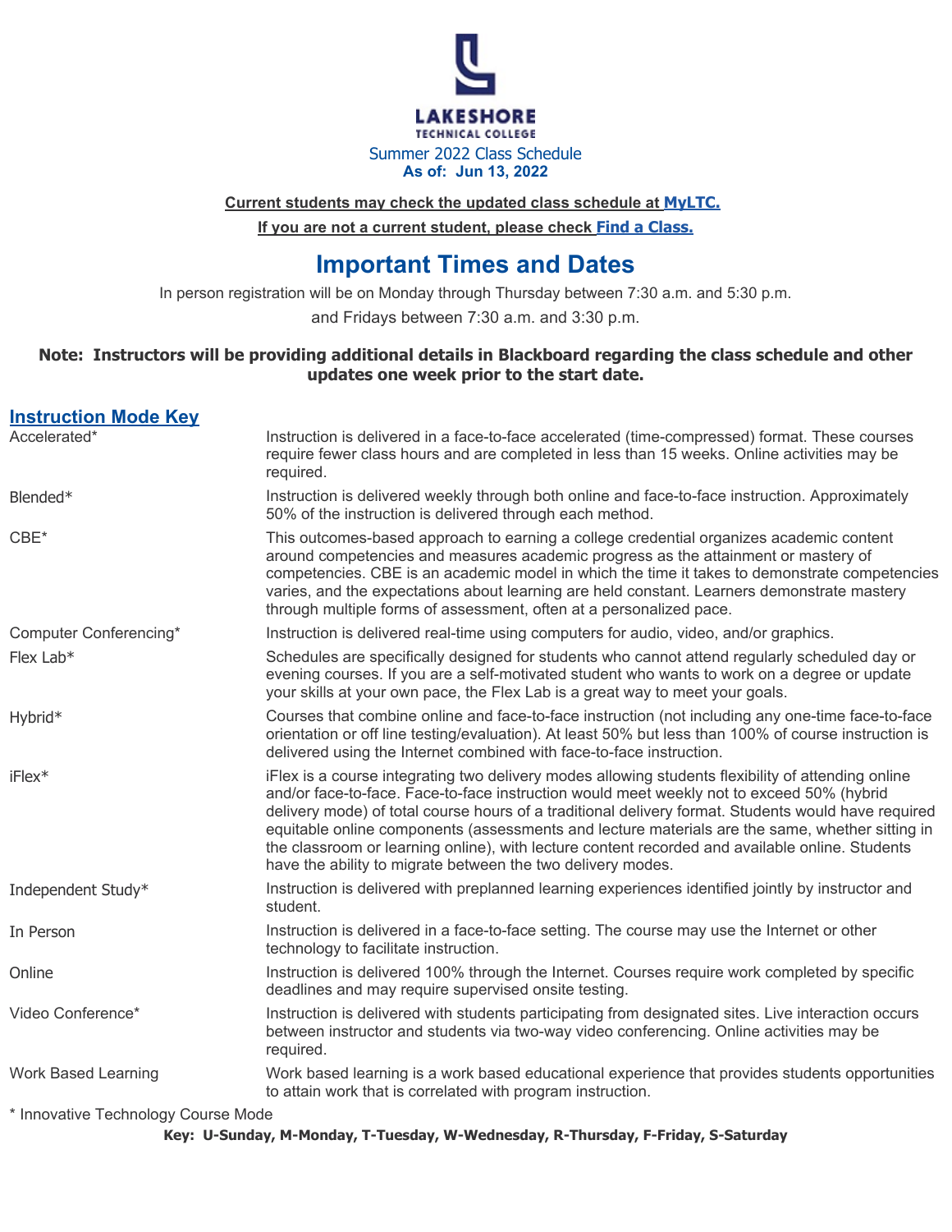# LAKESHORE TECHNICAL COLLEGE

Summer 2022 Class Schedule

**As of: Jun 13, 2022**

**Current students may check the updated class schedule at MyLTC.**

**If you are not a current student, please check Find a Class.**

## Important Times and Dates

In person registration will be on Monday through Thursday between 7:30 a.m. and 5:30 p.m.

and Fridays between 7:30 a.m. and 3:30 p.m.

**Note: Instructors will be providing additional details in Blackboard regarding the class schedule and other updates one week prior to the start date.**

### Instruction Mode Key

| Mode | Description |
| --- | --- |
| Accelerated* | Instruction is delivered in a face-to-face accelerated (time-compressed) format. These courses require fewer class hours and are completed in less than 15 weeks. Online activities may be required. |
| Blended* | Instruction is delivered weekly through both online and face-to-face instruction. Approximately 50% of the instruction is delivered through each method. |
| CBE* | This outcomes-based approach to earning a college credential organizes academic content around competencies and measures academic progress as the attainment or mastery of competencies. CBE is an academic model in which the time it takes to demonstrate competencies varies, and the expectations about learning are held constant. Learners demonstrate mastery through multiple forms of assessment, often at a personalized pace. |
| Computer Conferencing* | Instruction is delivered real-time using computers for audio, video, and/or graphics. |
| Flex Lab* | Schedules are specifically designed for students who cannot attend regularly scheduled day or evening courses. If you are a self-motivated student who wants to work on a degree or update your skills at your own pace, the Flex Lab is a great way to meet your goals. |
| Hybrid* | Courses that combine online and face-to-face instruction (not including any one-time face-to-face orientation or off line testing/evaluation). At least 50% but less than 100% of course instruction is delivered using the Internet combined with face-to-face instruction. |
| iFlex* | iFlex is a course integrating two delivery modes allowing students flexibility of attending online and/or face-to-face. Face-to-face instruction would meet weekly not to exceed 50% (hybrid delivery mode) of total course hours of a traditional delivery format. Students would have required equitable online components (assessments and lecture materials are the same, whether sitting in the classroom or learning online), with lecture content recorded and available online. Students have the ability to migrate between the two delivery modes. |
| Independent Study* | Instruction is delivered with preplanned learning experiences identified jointly by instructor and student. |
| In Person | Instruction is delivered in a face-to-face setting. The course may use the Internet or other technology to facilitate instruction. |
| Online | Instruction is delivered 100% through the Internet. Courses require work completed by specific deadlines and may require supervised onsite testing. |
| Video Conference* | Instruction is delivered with students participating from designated sites. Live interaction occurs between instructor and students via two-way video conferencing. Online activities may be required. |
| Work Based Learning | Work based learning is a work based educational experience that provides students opportunities to attain work that is correlated with program instruction. |

* Innovative Technology Course Mode

**Key: U-Sunday, M-Monday, T-Tuesday, W-Wednesday, R-Thursday, F-Friday, S-Saturday**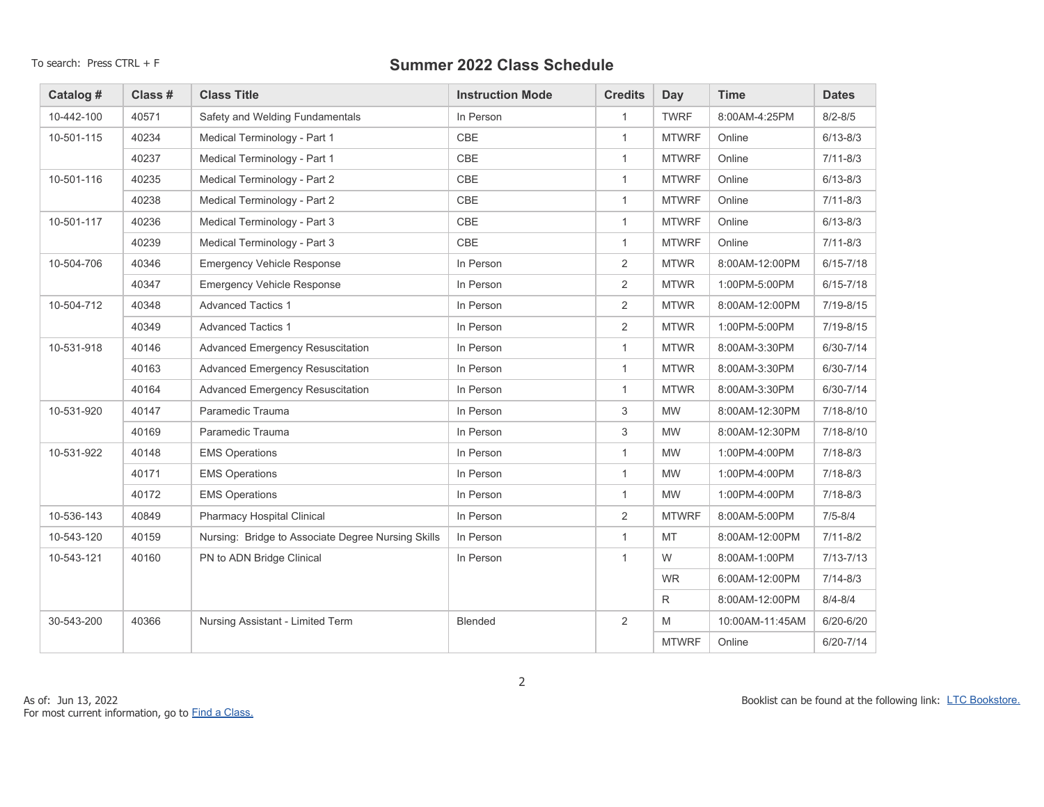To search: Press CTRL + F

# Summer 2022 Class Schedule

| Catalog # | Class # | Class Title | Instruction Mode | Credits | Day | Time | Dates |
|---|---|---|---|---|---|---|---|
| 10-442-100 | 40571 | Safety and Welding Fundamentals | In Person | 1 | TWRF | 8:00AM-4:25PM | 8/2-8/5 |
| 10-501-115 | 40234 | Medical Terminology - Part 1 | CBE | 1 | MTWRF | Online | 6/13-8/3 |
| | 40237 | Medical Terminology - Part 1 | CBE | 1 | MTWRF | Online | 7/11-8/3 |
| 10-501-116 | 40235 | Medical Terminology - Part 2 | CBE | 1 | MTWRF | Online | 6/13-8/3 |
| | 40238 | Medical Terminology - Part 2 | CBE | 1 | MTWRF | Online | 7/11-8/3 |
| 10-501-117 | 40236 | Medical Terminology - Part 3 | CBE | 1 | MTWRF | Online | 6/13-8/3 |
| | 40239 | Medical Terminology - Part 3 | CBE | 1 | MTWRF | Online | 7/11-8/3 |
| 10-504-706 | 40346 | Emergency Vehicle Response | In Person | 2 | MTWR | 8:00AM-12:00PM | 6/15-7/18 |
| | 40347 | Emergency Vehicle Response | In Person | 2 | MTWR | 1:00PM-5:00PM | 6/15-7/18 |
| 10-504-712 | 40348 | Advanced Tactics 1 | In Person | 2 | MTWR | 8:00AM-12:00PM | 7/19-8/15 |
| | 40349 | Advanced Tactics 1 | In Person | 2 | MTWR | 1:00PM-5:00PM | 7/19-8/15 |
| 10-531-918 | 40146 | Advanced Emergency Resuscitation | In Person | 1 | MTWR | 8:00AM-3:30PM | 6/30-7/14 |
| | 40163 | Advanced Emergency Resuscitation | In Person | 1 | MTWR | 8:00AM-3:30PM | 6/30-7/14 |
| | 40164 | Advanced Emergency Resuscitation | In Person | 1 | MTWR | 8:00AM-3:30PM | 6/30-7/14 |
| 10-531-920 | 40147 | Paramedic Trauma | In Person | 3 | MW | 8:00AM-12:30PM | 7/18-8/10 |
| | 40169 | Paramedic Trauma | In Person | 3 | MW | 8:00AM-12:30PM | 7/18-8/10 |
| 10-531-922 | 40148 | EMS Operations | In Person | 1 | MW | 1:00PM-4:00PM | 7/18-8/3 |
| | 40171 | EMS Operations | In Person | 1 | MW | 1:00PM-4:00PM | 7/18-8/3 |
| | 40172 | EMS Operations | In Person | 1 | MW | 1:00PM-4:00PM | 7/18-8/3 |
| 10-536-143 | 40849 | Pharmacy Hospital Clinical | In Person | 2 | MTWRF | 8:00AM-5:00PM | 7/5-8/4 |
| 10-543-120 | 40159 | Nursing: Bridge to Associate Degree Nursing Skills | In Person | 1 | MT | 8:00AM-12:00PM | 7/11-8/2 |
| 10-543-121 | 40160 | PN to ADN Bridge Clinical | In Person | 1 | W | 8:00AM-1:00PM | 7/13-7/13 |
| | | | | | WR | 6:00AM-12:00PM | 7/14-8/3 |
| | | | | | R | 8:00AM-12:00PM | 8/4-8/4 |
| 30-543-200 | 40366 | Nursing Assistant - Limited Term | Blended | 2 | M | 10:00AM-11:45AM | 6/20-6/20 |
| | | | | | MTWRF | Online | 6/20-7/14 |

As of: Jun 13, 2022
For most current information, go to Find a Class.

Booklist can be found at the following link: LTC Bookstore.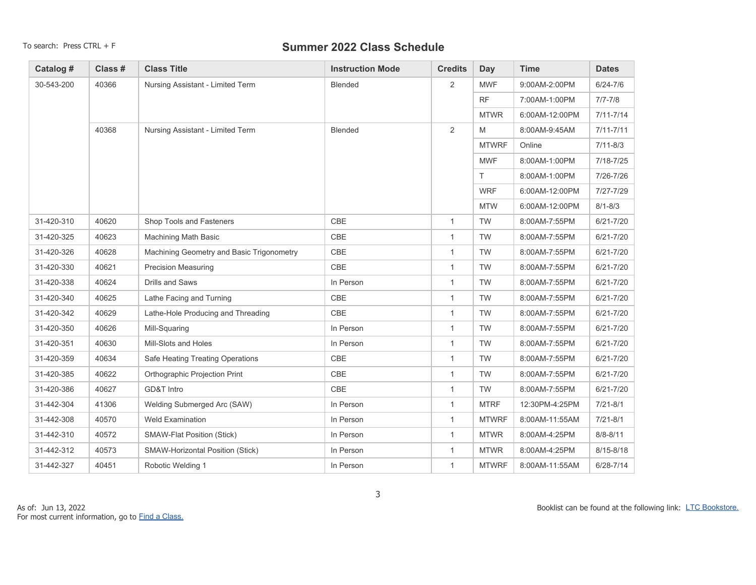To search: Press CTRL + F

# Summer 2022 Class Schedule

| Catalog # | Class # | Class Title | Instruction Mode | Credits | Day | Time | Dates |
|---|---|---|---|---|---|---|---|
| 30-543-200 | 40366 | Nursing Assistant - Limited Term | Blended | 2 | MWF | 9:00AM-2:00PM | 6/24-7/6 |
| | | | | | RF | 7:00AM-1:00PM | 7/7-7/8 |
| | | | | | MTWR | 6:00AM-12:00PM | 7/11-7/14 |
| | 40368 | Nursing Assistant - Limited Term | Blended | 2 | M | 8:00AM-9:45AM | 7/11-7/11 |
| | | | | | MTWRF | Online | 7/11-8/3 |
| | | | | | MWF | 8:00AM-1:00PM | 7/18-7/25 |
| | | | | | T | 8:00AM-1:00PM | 7/26-7/26 |
| | | | | | WRF | 6:00AM-12:00PM | 7/27-7/29 |
| | | | | | MTW | 6:00AM-12:00PM | 8/1-8/3 |
| 31-420-310 | 40620 | Shop Tools and Fasteners | CBE | 1 | TW | 8:00AM-7:55PM | 6/21-7/20 |
| 31-420-325 | 40623 | Machining Math Basic | CBE | 1 | TW | 8:00AM-7:55PM | 6/21-7/20 |
| 31-420-326 | 40628 | Machining Geometry and Basic Trigonometry | CBE | 1 | TW | 8:00AM-7:55PM | 6/21-7/20 |
| 31-420-330 | 40621 | Precision Measuring | CBE | 1 | TW | 8:00AM-7:55PM | 6/21-7/20 |
| 31-420-338 | 40624 | Drills and Saws | In Person | 1 | TW | 8:00AM-7:55PM | 6/21-7/20 |
| 31-420-340 | 40625 | Lathe Facing and Turning | CBE | 1 | TW | 8:00AM-7:55PM | 6/21-7/20 |
| 31-420-342 | 40629 | Lathe-Hole Producing and Threading | CBE | 1 | TW | 8:00AM-7:55PM | 6/21-7/20 |
| 31-420-350 | 40626 | Mill-Squaring | In Person | 1 | TW | 8:00AM-7:55PM | 6/21-7/20 |
| 31-420-351 | 40630 | Mill-Slots and Holes | In Person | 1 | TW | 8:00AM-7:55PM | 6/21-7/20 |
| 31-420-359 | 40634 | Safe Heating Treating Operations | CBE | 1 | TW | 8:00AM-7:55PM | 6/21-7/20 |
| 31-420-385 | 40622 | Orthographic Projection Print | CBE | 1 | TW | 8:00AM-7:55PM | 6/21-7/20 |
| 31-420-386 | 40627 | GD&T Intro | CBE | 1 | TW | 8:00AM-7:55PM | 6/21-7/20 |
| 31-442-304 | 41306 | Welding Submerged Arc (SAW) | In Person | 1 | MTRF | 12:30PM-4:25PM | 7/21-8/1 |
| 31-442-308 | 40570 | Weld Examination | In Person | 1 | MTWRF | 8:00AM-11:55AM | 7/21-8/1 |
| 31-442-310 | 40572 | SMAW-Flat Position (Stick) | In Person | 1 | MTWR | 8:00AM-4:25PM | 8/8-8/11 |
| 31-442-312 | 40573 | SMAW-Horizontal Position (Stick) | In Person | 1 | MTWR | 8:00AM-4:25PM | 8/15-8/18 |
| 31-442-327 | 40451 | Robotic Welding 1 | In Person | 1 | MTWRF | 8:00AM-11:55AM | 6/28-7/14 |

As of: Jun 13, 2022
For most current information, go to Find a Class.

Booklist can be found at the following link: LTC Bookstore.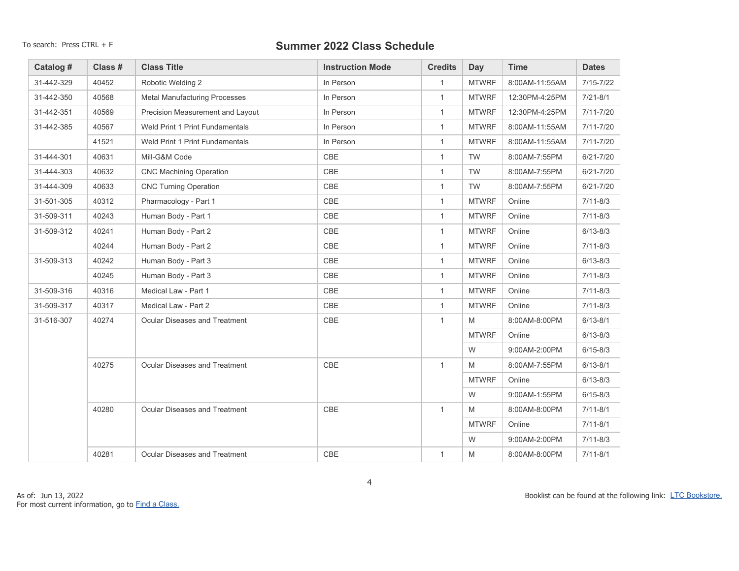To search: Press CTRL + F

# Summer 2022 Class Schedule

| Catalog # | Class # | Class Title | Instruction Mode | Credits | Day | Time | Dates |
|---|---|---|---|---|---|---|---|
| 31-442-329 | 40452 | Robotic Welding 2 | In Person | 1 | MTWRF | 8:00AM-11:55AM | 7/15-7/22 |
| 31-442-350 | 40568 | Metal Manufacturing Processes | In Person | 1 | MTWRF | 12:30PM-4:25PM | 7/21-8/1 |
| 31-442-351 | 40569 | Precision Measurement and Layout | In Person | 1 | MTWRF | 12:30PM-4:25PM | 7/11-7/20 |
| 31-442-385 | 40567 | Weld Print 1 Print Fundamentals | In Person | 1 | MTWRF | 8:00AM-11:55AM | 7/11-7/20 |
| | 41521 | Weld Print 1 Print Fundamentals | In Person | 1 | MTWRF | 8:00AM-11:55AM | 7/11-7/20 |
| 31-444-301 | 40631 | Mill-G&M Code | CBE | 1 | TW | 8:00AM-7:55PM | 6/21-7/20 |
| 31-444-303 | 40632 | CNC Machining Operation | CBE | 1 | TW | 8:00AM-7:55PM | 6/21-7/20 |
| 31-444-309 | 40633 | CNC Turning Operation | CBE | 1 | TW | 8:00AM-7:55PM | 6/21-7/20 |
| 31-501-305 | 40312 | Pharmacology - Part 1 | CBE | 1 | MTWRF | Online | 7/11-8/3 |
| 31-509-311 | 40243 | Human Body - Part 1 | CBE | 1 | MTWRF | Online | 7/11-8/3 |
| 31-509-312 | 40241 | Human Body - Part 2 | CBE | 1 | MTWRF | Online | 6/13-8/3 |
| | 40244 | Human Body - Part 2 | CBE | 1 | MTWRF | Online | 7/11-8/3 |
| 31-509-313 | 40242 | Human Body - Part 3 | CBE | 1 | MTWRF | Online | 6/13-8/3 |
| | 40245 | Human Body - Part 3 | CBE | 1 | MTWRF | Online | 7/11-8/3 |
| 31-509-316 | 40316 | Medical Law - Part 1 | CBE | 1 | MTWRF | Online | 7/11-8/3 |
| 31-509-317 | 40317 | Medical Law - Part 2 | CBE | 1 | MTWRF | Online | 7/11-8/3 |
| 31-516-307 | 40274 | Ocular Diseases and Treatment | CBE | 1 | M | 8:00AM-8:00PM | 6/13-8/1 |
| | | | | | MTWRF | Online | 6/13-8/3 |
| | | | | | W | 9:00AM-2:00PM | 6/15-8/3 |
| | 40275 | Ocular Diseases and Treatment | CBE | 1 | M | 8:00AM-7:55PM | 6/13-8/1 |
| | | | | | MTWRF | Online | 6/13-8/3 |
| | | | | | W | 9:00AM-1:55PM | 6/15-8/3 |
| | 40280 | Ocular Diseases and Treatment | CBE | 1 | M | 8:00AM-8:00PM | 7/11-8/1 |
| | | | | | MTWRF | Online | 7/11-8/1 |
| | | | | | W | 9:00AM-2:00PM | 7/11-8/3 |
| | 40281 | Ocular Diseases and Treatment | CBE | 1 | M | 8:00AM-8:00PM | 7/11-8/1 |

As of: Jun 13, 2022
For most current information, go to Find a Class.

Booklist can be found at the following link: LTC Bookstore.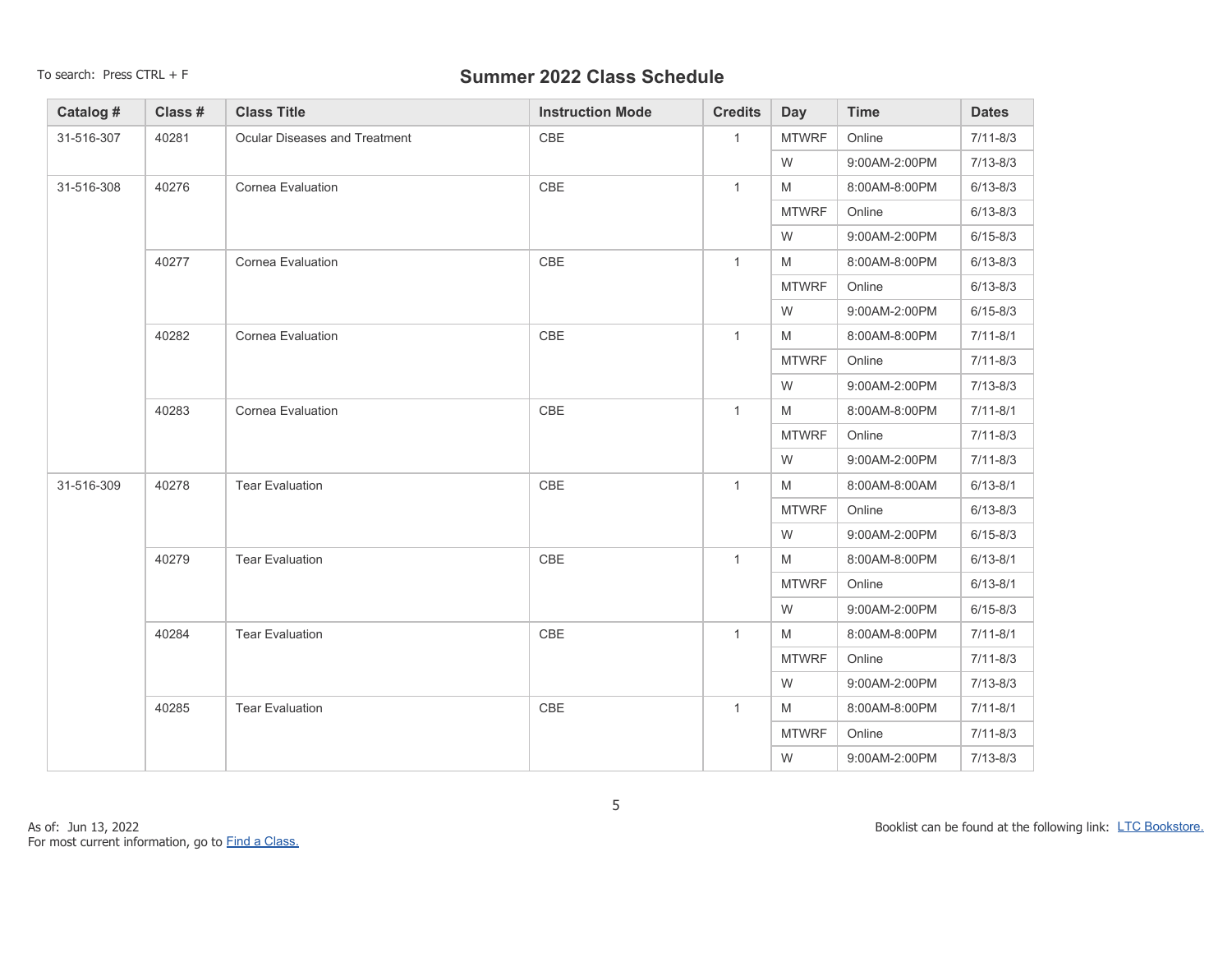To search: Press CTRL + F

# Summer 2022 Class Schedule

| Catalog # | Class # | Class Title | Instruction Mode | Credits | Day | Time | Dates |
|---|---|---|---|---|---|---|---|
| 31-516-307 | 40281 | Ocular Diseases and Treatment | CBE | 1 | MTWRF | Online | 7/11-8/3 |
| | | | | | W | 9:00AM-2:00PM | 7/13-8/3 |
| 31-516-308 | 40276 | Cornea Evaluation | CBE | 1 | M | 8:00AM-8:00PM | 6/13-8/3 |
| | | | | | MTWRF | Online | 6/13-8/3 |
| | | | | | W | 9:00AM-2:00PM | 6/15-8/3 |
| | 40277 | Cornea Evaluation | CBE | 1 | M | 8:00AM-8:00PM | 6/13-8/3 |
| | | | | | MTWRF | Online | 6/13-8/3 |
| | | | | | W | 9:00AM-2:00PM | 6/15-8/3 |
| | 40282 | Cornea Evaluation | CBE | 1 | M | 8:00AM-8:00PM | 7/11-8/1 |
| | | | | | MTWRF | Online | 7/11-8/3 |
| | | | | | W | 9:00AM-2:00PM | 7/13-8/3 |
| | 40283 | Cornea Evaluation | CBE | 1 | M | 8:00AM-8:00PM | 7/11-8/1 |
| | | | | | MTWRF | Online | 7/11-8/3 |
| | | | | | W | 9:00AM-2:00PM | 7/11-8/3 |
| 31-516-309 | 40278 | Tear Evaluation | CBE | 1 | M | 8:00AM-8:00AM | 6/13-8/1 |
| | | | | | MTWRF | Online | 6/13-8/3 |
| | | | | | W | 9:00AM-2:00PM | 6/15-8/3 |
| | 40279 | Tear Evaluation | CBE | 1 | M | 8:00AM-8:00PM | 6/13-8/1 |
| | | | | | MTWRF | Online | 6/13-8/1 |
| | | | | | W | 9:00AM-2:00PM | 6/15-8/3 |
| | 40284 | Tear Evaluation | CBE | 1 | M | 8:00AM-8:00PM | 7/11-8/1 |
| | | | | | MTWRF | Online | 7/11-8/3 |
| | | | | | W | 9:00AM-2:00PM | 7/13-8/3 |
| | 40285 | Tear Evaluation | CBE | 1 | M | 8:00AM-8:00PM | 7/11-8/1 |
| | | | | | MTWRF | Online | 7/11-8/3 |
| | | | | | W | 9:00AM-2:00PM | 7/13-8/3 |

As of: Jun 13, 2022
For most current information, go to [Find a Class.]

Booklist can be found at the following link: [LTC Bookstore.]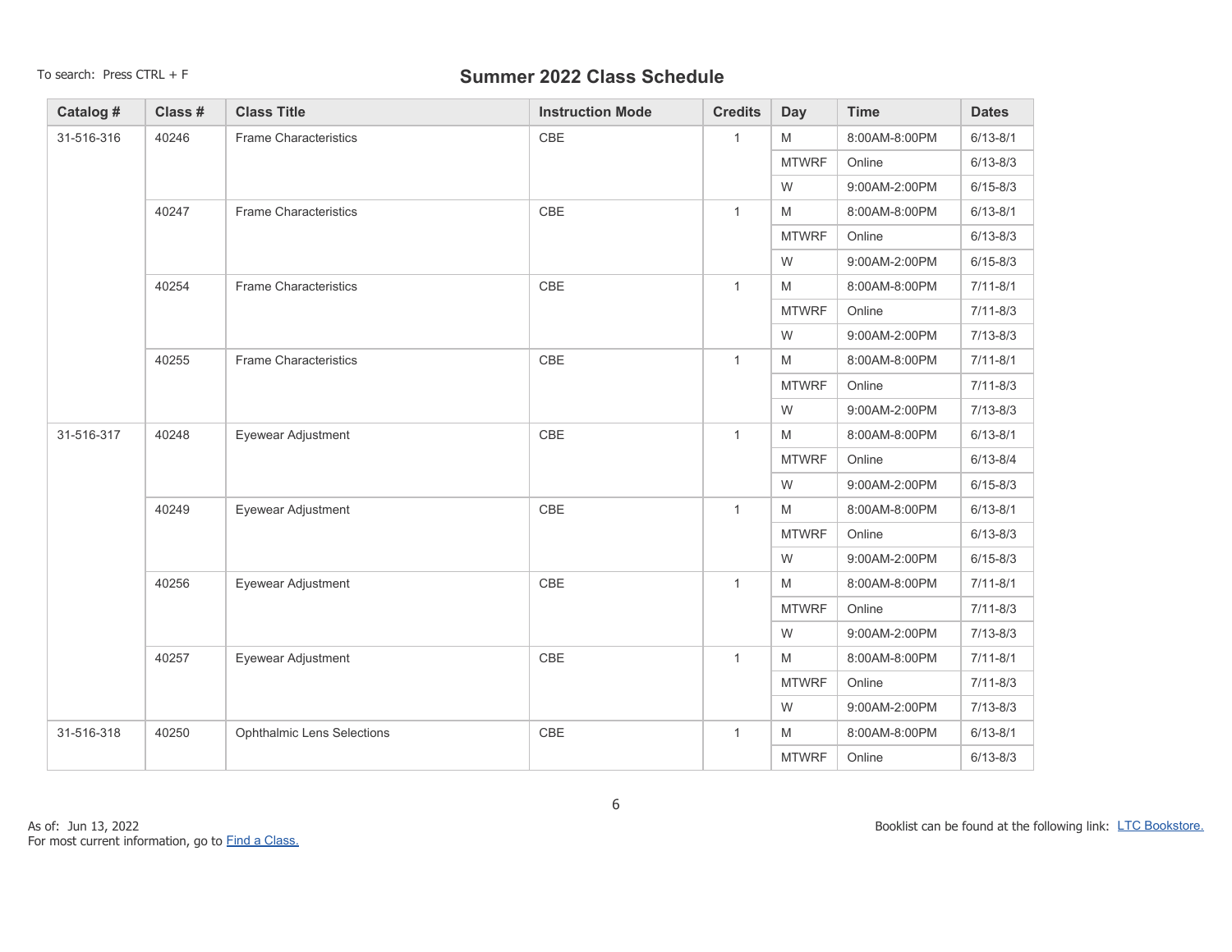To search: Press CTRL + F

# Summer 2022 Class Schedule

| Catalog # | Class # | Class Title | Instruction Mode | Credits | Day | Time | Dates |
|---|---|---|---|---|---|---|---|
| 31-516-316 | 40246 | Frame Characteristics | CBE | 1 | M | 8:00AM-8:00PM | 6/13-8/1 |
| | | | | | MTWRF | Online | 6/13-8/3 |
| | | | | | W | 9:00AM-2:00PM | 6/15-8/3 |
| | 40247 | Frame Characteristics | CBE | 1 | M | 8:00AM-8:00PM | 6/13-8/1 |
| | | | | | MTWRF | Online | 6/13-8/3 |
| | | | | | W | 9:00AM-2:00PM | 6/15-8/3 |
| | 40254 | Frame Characteristics | CBE | 1 | M | 8:00AM-8:00PM | 7/11-8/1 |
| | | | | | MTWRF | Online | 7/11-8/3 |
| | | | | | W | 9:00AM-2:00PM | 7/13-8/3 |
| | 40255 | Frame Characteristics | CBE | 1 | M | 8:00AM-8:00PM | 7/11-8/1 |
| | | | | | MTWRF | Online | 7/11-8/3 |
| | | | | | W | 9:00AM-2:00PM | 7/13-8/3 |
| 31-516-317 | 40248 | Eyewear Adjustment | CBE | 1 | M | 8:00AM-8:00PM | 6/13-8/1 |
| | | | | | MTWRF | Online | 6/13-8/4 |
| | | | | | W | 9:00AM-2:00PM | 6/15-8/3 |
| | 40249 | Eyewear Adjustment | CBE | 1 | M | 8:00AM-8:00PM | 6/13-8/1 |
| | | | | | MTWRF | Online | 6/13-8/3 |
| | | | | | W | 9:00AM-2:00PM | 6/15-8/3 |
| | 40256 | Eyewear Adjustment | CBE | 1 | M | 8:00AM-8:00PM | 7/11-8/1 |
| | | | | | MTWRF | Online | 7/11-8/3 |
| | | | | | W | 9:00AM-2:00PM | 7/13-8/3 |
| | 40257 | Eyewear Adjustment | CBE | 1 | M | 8:00AM-8:00PM | 7/11-8/1 |
| | | | | | MTWRF | Online | 7/11-8/3 |
| | | | | | W | 9:00AM-2:00PM | 7/13-8/3 |
| 31-516-318 | 40250 | Ophthalmic Lens Selections | CBE | 1 | M | 8:00AM-8:00PM | 6/13-8/1 |
| | | | | | MTWRF | Online | 6/13-8/3 |

As of: Jun 13, 2022
For most current information, go to Find a Class.

Booklist can be found at the following link: LTC Bookstore.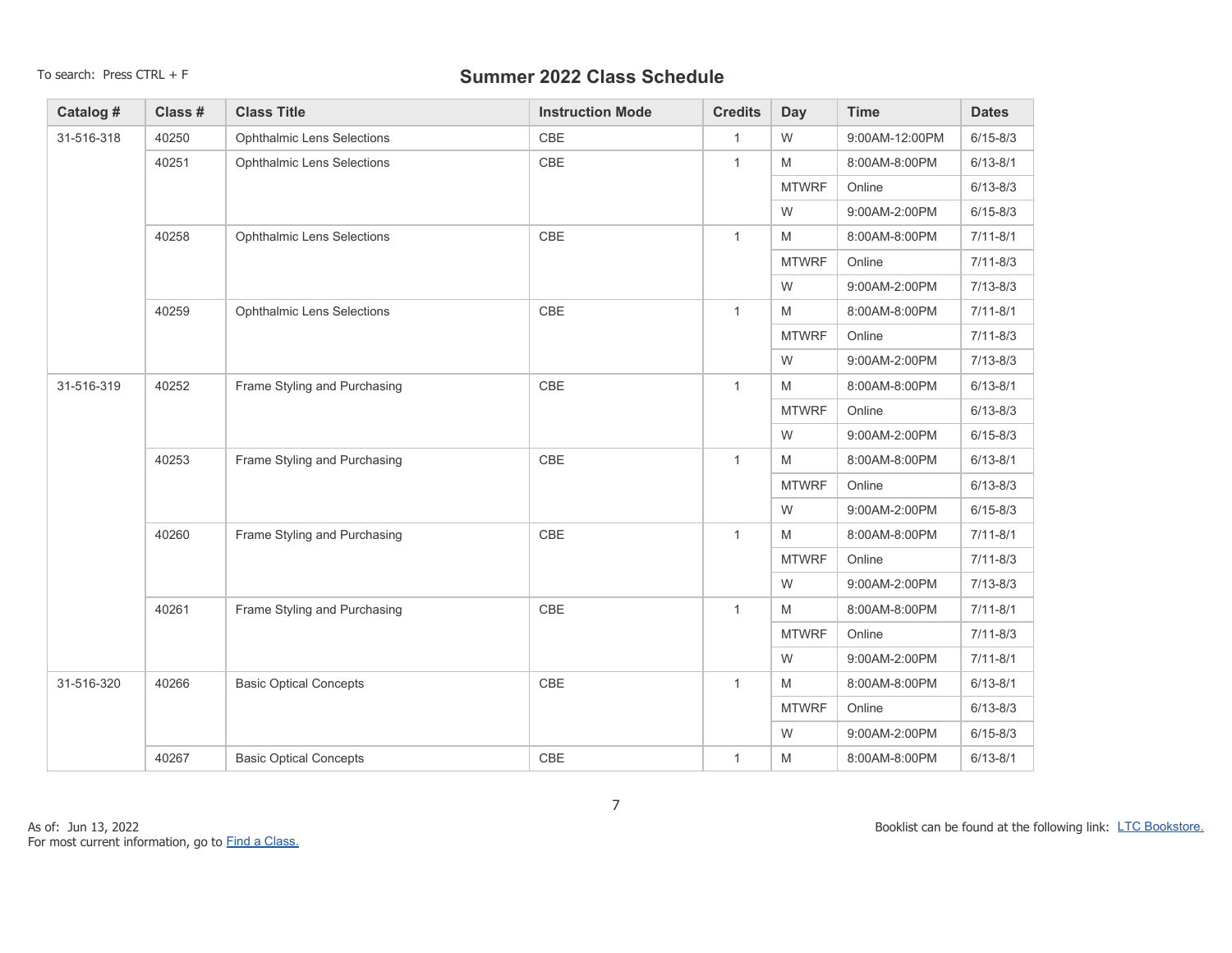To search: Press CTRL + F

# Summer 2022 Class Schedule

| Catalog # | Class # | Class Title | Instruction Mode | Credits | Day | Time | Dates |
|---|---|---|---|---|---|---|---|
| 31-516-318 | 40250 | Ophthalmic Lens Selections | CBE | 1 | W | 9:00AM-12:00PM | 6/15-8/3 |
| | 40251 | Ophthalmic Lens Selections | CBE | 1 | M | 8:00AM-8:00PM | 6/13-8/1 |
| | | | | | MTWRF | Online | 6/13-8/3 |
| | | | | | W | 9:00AM-2:00PM | 6/15-8/3 |
| | 40258 | Ophthalmic Lens Selections | CBE | 1 | M | 8:00AM-8:00PM | 7/11-8/1 |
| | | | | | MTWRF | Online | 7/11-8/3 |
| | | | | | W | 9:00AM-2:00PM | 7/13-8/3 |
| | 40259 | Ophthalmic Lens Selections | CBE | 1 | M | 8:00AM-8:00PM | 7/11-8/1 |
| | | | | | MTWRF | Online | 7/11-8/3 |
| | | | | | W | 9:00AM-2:00PM | 7/13-8/3 |
| 31-516-319 | 40252 | Frame Styling and Purchasing | CBE | 1 | M | 8:00AM-8:00PM | 6/13-8/1 |
| | | | | | MTWRF | Online | 6/13-8/3 |
| | | | | | W | 9:00AM-2:00PM | 6/15-8/3 |
| | 40253 | Frame Styling and Purchasing | CBE | 1 | M | 8:00AM-8:00PM | 6/13-8/1 |
| | | | | | MTWRF | Online | 6/13-8/3 |
| | | | | | W | 9:00AM-2:00PM | 6/15-8/3 |
| | 40260 | Frame Styling and Purchasing | CBE | 1 | M | 8:00AM-8:00PM | 7/11-8/1 |
| | | | | | MTWRF | Online | 7/11-8/3 |
| | | | | | W | 9:00AM-2:00PM | 7/13-8/3 |
| | 40261 | Frame Styling and Purchasing | CBE | 1 | M | 8:00AM-8:00PM | 7/11-8/1 |
| | | | | | MTWRF | Online | 7/11-8/3 |
| | | | | | W | 9:00AM-2:00PM | 7/11-8/1 |
| 31-516-320 | 40266 | Basic Optical Concepts | CBE | 1 | M | 8:00AM-8:00PM | 6/13-8/1 |
| | | | | | MTWRF | Online | 6/13-8/3 |
| | | | | | W | 9:00AM-2:00PM | 6/15-8/3 |
| | 40267 | Basic Optical Concepts | CBE | 1 | M | 8:00AM-8:00PM | 6/13-8/1 |

As of: Jun 13, 2022
For most current information, go to Find a Class.

Booklist can be found at the following link: LTC Bookstore.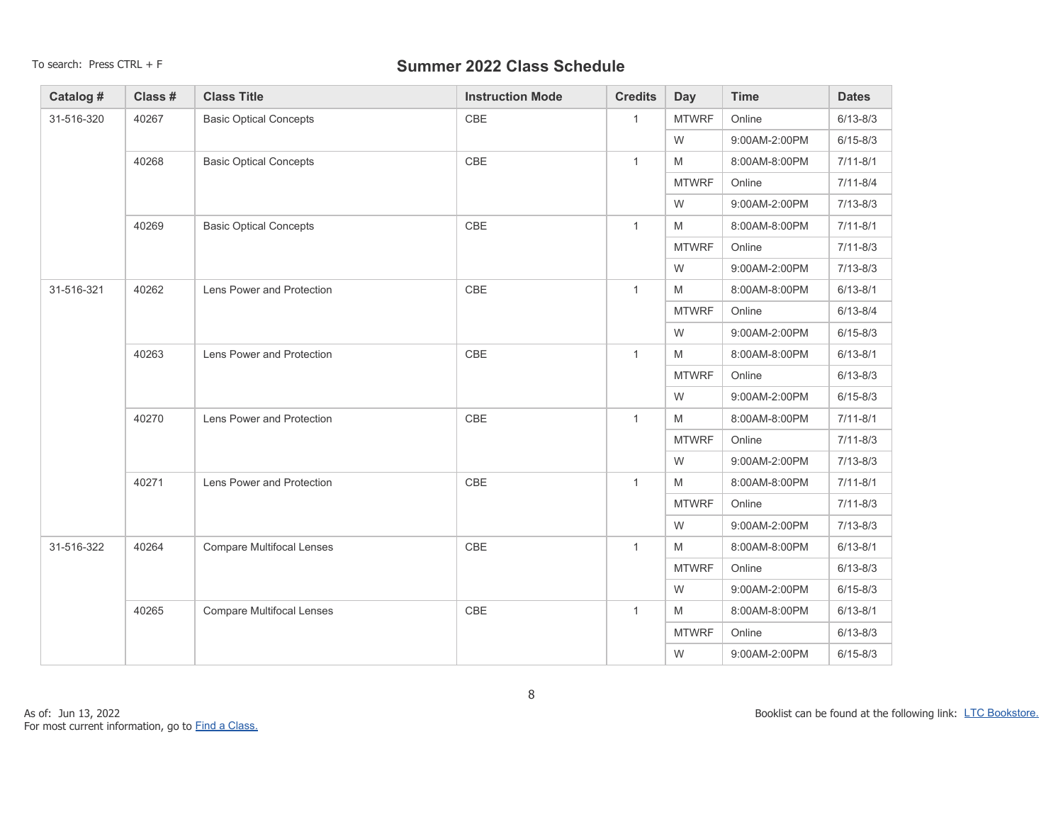To search: Press CTRL + F

# Summer 2022 Class Schedule

| Catalog # | Class # | Class Title | Instruction Mode | Credits | Day | Time | Dates |
|---|---|---|---|---|---|---|---|
| 31-516-320 | 40267 | Basic Optical Concepts | CBE | 1 | MTWRF | Online | 6/13-8/3 |
| | | | | | W | 9:00AM-2:00PM | 6/15-8/3 |
| | 40268 | Basic Optical Concepts | CBE | 1 | M | 8:00AM-8:00PM | 7/11-8/1 |
| | | | | | MTWRF | Online | 7/11-8/4 |
| | | | | | W | 9:00AM-2:00PM | 7/13-8/3 |
| | 40269 | Basic Optical Concepts | CBE | 1 | M | 8:00AM-8:00PM | 7/11-8/1 |
| | | | | | MTWRF | Online | 7/11-8/3 |
| | | | | | W | 9:00AM-2:00PM | 7/13-8/3 |
| 31-516-321 | 40262 | Lens Power and Protection | CBE | 1 | M | 8:00AM-8:00PM | 6/13-8/1 |
| | | | | | MTWRF | Online | 6/13-8/4 |
| | | | | | W | 9:00AM-2:00PM | 6/15-8/3 |
| | 40263 | Lens Power and Protection | CBE | 1 | M | 8:00AM-8:00PM | 6/13-8/1 |
| | | | | | MTWRF | Online | 6/13-8/3 |
| | | | | | W | 9:00AM-2:00PM | 6/15-8/3 |
| | 40270 | Lens Power and Protection | CBE | 1 | M | 8:00AM-8:00PM | 7/11-8/1 |
| | | | | | MTWRF | Online | 7/11-8/3 |
| | | | | | W | 9:00AM-2:00PM | 7/13-8/3 |
| | 40271 | Lens Power and Protection | CBE | 1 | M | 8:00AM-8:00PM | 7/11-8/1 |
| | | | | | MTWRF | Online | 7/11-8/3 |
| | | | | | W | 9:00AM-2:00PM | 7/13-8/3 |
| 31-516-322 | 40264 | Compare Multifocal Lenses | CBE | 1 | M | 8:00AM-8:00PM | 6/13-8/1 |
| | | | | | MTWRF | Online | 6/13-8/3 |
| | | | | | W | 9:00AM-2:00PM | 6/15-8/3 |
| | 40265 | Compare Multifocal Lenses | CBE | 1 | M | 8:00AM-8:00PM | 6/13-8/1 |
| | | | | | MTWRF | Online | 6/13-8/3 |
| | | | | | W | 9:00AM-2:00PM | 6/15-8/3 |

As of: Jun 13, 2022
For most current information, go to [Find a Class.]

Booklist can be found at the following link: [LTC Bookstore.]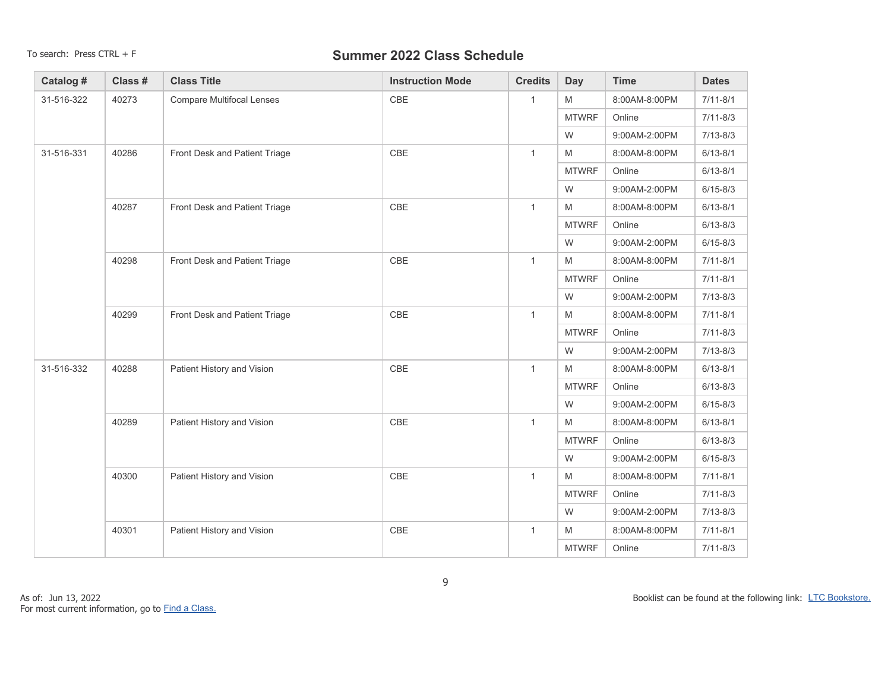To search: Press CTRL + F

# Summer 2022 Class Schedule

| Catalog # | Class # | Class Title | Instruction Mode | Credits | Day | Time | Dates |
|---|---|---|---|---|---|---|---|
| 31-516-322 | 40273 | Compare Multifocal Lenses | CBE | 1 | M | 8:00AM-8:00PM | 7/11-8/1 |
| | | | | | MTWRF | Online | 7/11-8/3 |
| | | | | | W | 9:00AM-2:00PM | 7/13-8/3 |
| 31-516-331 | 40286 | Front Desk and Patient Triage | CBE | 1 | M | 8:00AM-8:00PM | 6/13-8/1 |
| | | | | | MTWRF | Online | 6/13-8/1 |
| | | | | | W | 9:00AM-2:00PM | 6/15-8/3 |
| | 40287 | Front Desk and Patient Triage | CBE | 1 | M | 8:00AM-8:00PM | 6/13-8/1 |
| | | | | | MTWRF | Online | 6/13-8/3 |
| | | | | | W | 9:00AM-2:00PM | 6/15-8/3 |
| | 40298 | Front Desk and Patient Triage | CBE | 1 | M | 8:00AM-8:00PM | 7/11-8/1 |
| | | | | | MTWRF | Online | 7/11-8/1 |
| | | | | | W | 9:00AM-2:00PM | 7/13-8/3 |
| | 40299 | Front Desk and Patient Triage | CBE | 1 | M | 8:00AM-8:00PM | 7/11-8/1 |
| | | | | | MTWRF | Online | 7/11-8/3 |
| | | | | | W | 9:00AM-2:00PM | 7/13-8/3 |
| 31-516-332 | 40288 | Patient History and Vision | CBE | 1 | M | 8:00AM-8:00PM | 6/13-8/1 |
| | | | | | MTWRF | Online | 6/13-8/3 |
| | | | | | W | 9:00AM-2:00PM | 6/15-8/3 |
| | 40289 | Patient History and Vision | CBE | 1 | M | 8:00AM-8:00PM | 6/13-8/1 |
| | | | | | MTWRF | Online | 6/13-8/3 |
| | | | | | W | 9:00AM-2:00PM | 6/15-8/3 |
| | 40300 | Patient History and Vision | CBE | 1 | M | 8:00AM-8:00PM | 7/11-8/1 |
| | | | | | MTWRF | Online | 7/11-8/3 |
| | | | | | W | 9:00AM-2:00PM | 7/13-8/3 |
| | 40301 | Patient History and Vision | CBE | 1 | M | 8:00AM-8:00PM | 7/11-8/1 |
| | | | | | MTWRF | Online | 7/11-8/3 |

As of: Jun 13, 2022
For most current information, go to Find a Class.

Booklist can be found at the following link: LTC Bookstore.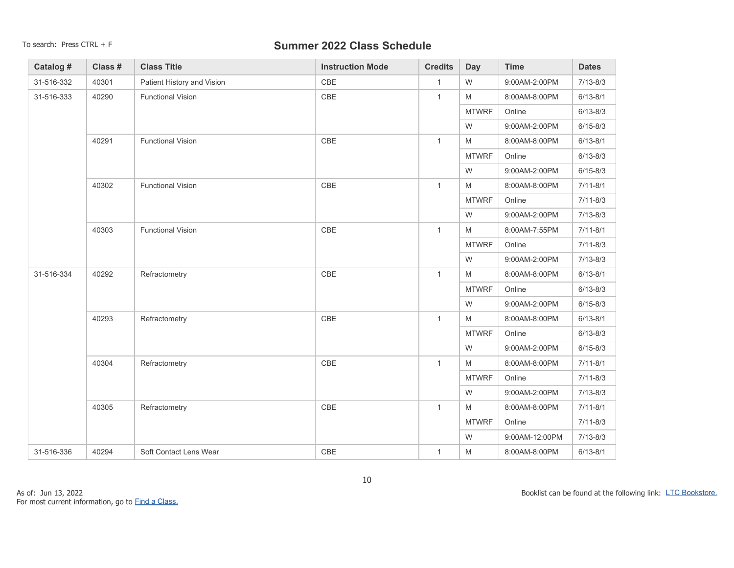To search: Press CTRL + F

# Summer 2022 Class Schedule

| Catalog # | Class # | Class Title | Instruction Mode | Credits | Day | Time | Dates |
|---|---|---|---|---|---|---|---|
| 31-516-332 | 40301 | Patient History and Vision | CBE | 1 | W | 9:00AM-2:00PM | 7/13-8/3 |
| 31-516-333 | 40290 | Functional Vision | CBE | 1 | M | 8:00AM-8:00PM | 6/13-8/1 |
| | | | | | MTWRF | Online | 6/13-8/3 |
| | | | | | W | 9:00AM-2:00PM | 6/15-8/3 |
| | 40291 | Functional Vision | CBE | 1 | M | 8:00AM-8:00PM | 6/13-8/1 |
| | | | | | MTWRF | Online | 6/13-8/3 |
| | | | | | W | 9:00AM-2:00PM | 6/15-8/3 |
| | 40302 | Functional Vision | CBE | 1 | M | 8:00AM-8:00PM | 7/11-8/1 |
| | | | | | MTWRF | Online | 7/11-8/3 |
| | | | | | W | 9:00AM-2:00PM | 7/13-8/3 |
| | 40303 | Functional Vision | CBE | 1 | M | 8:00AM-7:55PM | 7/11-8/1 |
| | | | | | MTWRF | Online | 7/11-8/3 |
| | | | | | W | 9:00AM-2:00PM | 7/13-8/3 |
| 31-516-334 | 40292 | Refractometry | CBE | 1 | M | 8:00AM-8:00PM | 6/13-8/1 |
| | | | | | MTWRF | Online | 6/13-8/3 |
| | | | | | W | 9:00AM-2:00PM | 6/15-8/3 |
| | 40293 | Refractometry | CBE | 1 | M | 8:00AM-8:00PM | 6/13-8/1 |
| | | | | | MTWRF | Online | 6/13-8/3 |
| | | | | | W | 9:00AM-2:00PM | 6/15-8/3 |
| | 40304 | Refractometry | CBE | 1 | M | 8:00AM-8:00PM | 7/11-8/1 |
| | | | | | MTWRF | Online | 7/11-8/3 |
| | | | | | W | 9:00AM-2:00PM | 7/13-8/3 |
| | 40305 | Refractometry | CBE | 1 | M | 8:00AM-8:00PM | 7/11-8/1 |
| | | | | | MTWRF | Online | 7/11-8/3 |
| | | | | | W | 9:00AM-12:00PM | 7/13-8/3 |
| 31-516-336 | 40294 | Soft Contact Lens Wear | CBE | 1 | M | 8:00AM-8:00PM | 6/13-8/1 |

As of: Jun 13, 2022
For most current information, go to [Find a Class.]()

Booklist can be found at the following link: [LTC Bookstore.]()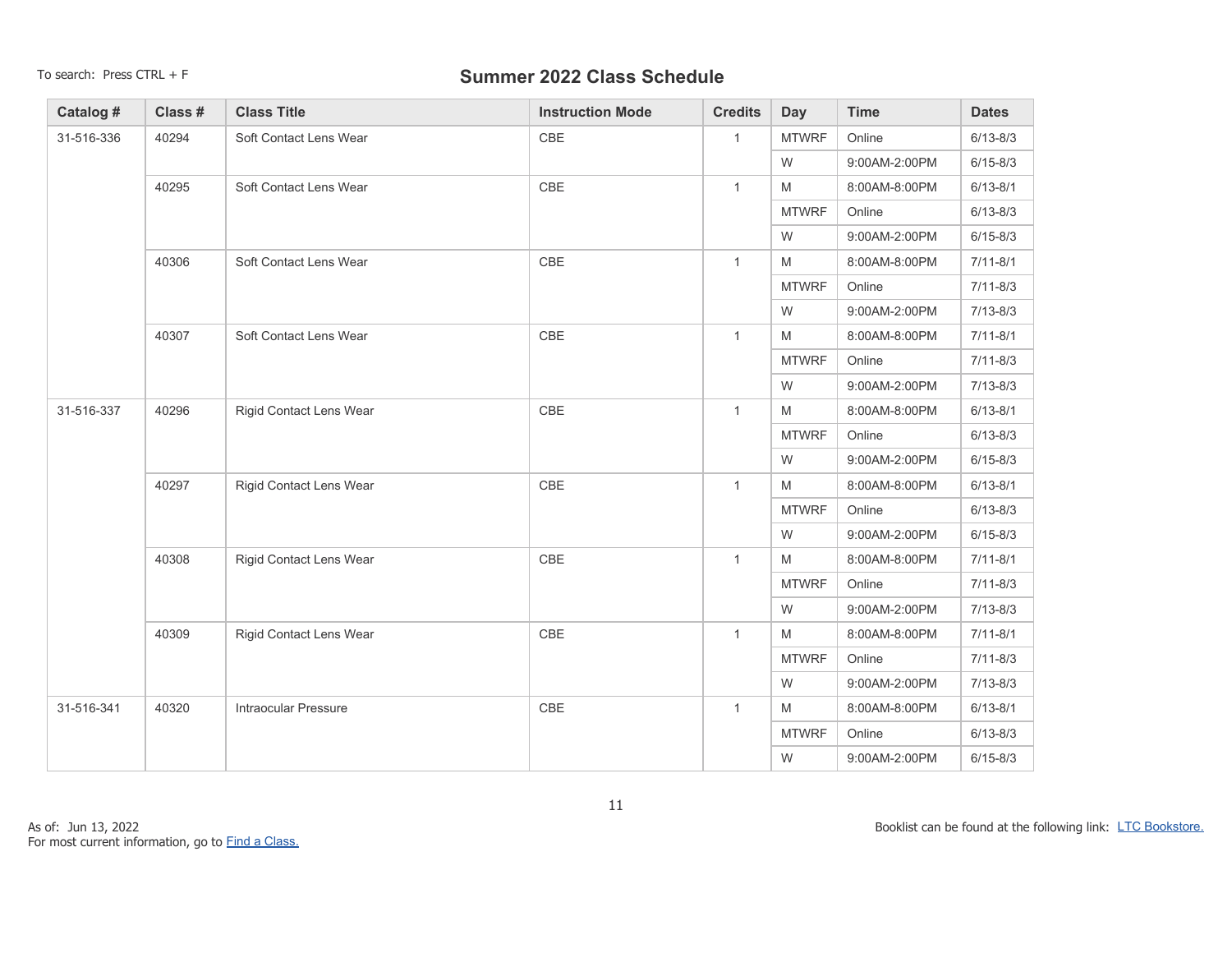To search: Press CTRL + F

# Summer 2022 Class Schedule

| Catalog # | Class # | Class Title | Instruction Mode | Credits | Day | Time | Dates |
|---|---|---|---|---|---|---|---|
| 31-516-336 | 40294 | Soft Contact Lens Wear | CBE | 1 | MTWRF | Online | 6/13-8/3 |
| | | | | | W | 9:00AM-2:00PM | 6/15-8/3 |
| | 40295 | Soft Contact Lens Wear | CBE | 1 | M | 8:00AM-8:00PM | 6/13-8/1 |
| | | | | | MTWRF | Online | 6/13-8/3 |
| | | | | | W | 9:00AM-2:00PM | 6/15-8/3 |
| | 40306 | Soft Contact Lens Wear | CBE | 1 | M | 8:00AM-8:00PM | 7/11-8/1 |
| | | | | | MTWRF | Online | 7/11-8/3 |
| | | | | | W | 9:00AM-2:00PM | 7/13-8/3 |
| | 40307 | Soft Contact Lens Wear | CBE | 1 | M | 8:00AM-8:00PM | 7/11-8/1 |
| | | | | | MTWRF | Online | 7/11-8/3 |
| | | | | | W | 9:00AM-2:00PM | 7/13-8/3 |
| 31-516-337 | 40296 | Rigid Contact Lens Wear | CBE | 1 | M | 8:00AM-8:00PM | 6/13-8/1 |
| | | | | | MTWRF | Online | 6/13-8/3 |
| | | | | | W | 9:00AM-2:00PM | 6/15-8/3 |
| | 40297 | Rigid Contact Lens Wear | CBE | 1 | M | 8:00AM-8:00PM | 6/13-8/1 |
| | | | | | MTWRF | Online | 6/13-8/3 |
| | | | | | W | 9:00AM-2:00PM | 6/15-8/3 |
| | 40308 | Rigid Contact Lens Wear | CBE | 1 | M | 8:00AM-8:00PM | 7/11-8/1 |
| | | | | | MTWRF | Online | 7/11-8/3 |
| | | | | | W | 9:00AM-2:00PM | 7/13-8/3 |
| | 40309 | Rigid Contact Lens Wear | CBE | 1 | M | 8:00AM-8:00PM | 7/11-8/1 |
| | | | | | MTWRF | Online | 7/11-8/3 |
| | | | | | W | 9:00AM-2:00PM | 7/13-8/3 |
| 31-516-341 | 40320 | Intraocular Pressure | CBE | 1 | M | 8:00AM-8:00PM | 6/13-8/1 |
| | | | | | MTWRF | Online | 6/13-8/3 |
| | | | | | W | 9:00AM-2:00PM | 6/15-8/3 |

As of: Jun 13, 2022
For most current information, go to Find a Class.

Booklist can be found at the following link: LTC Bookstore.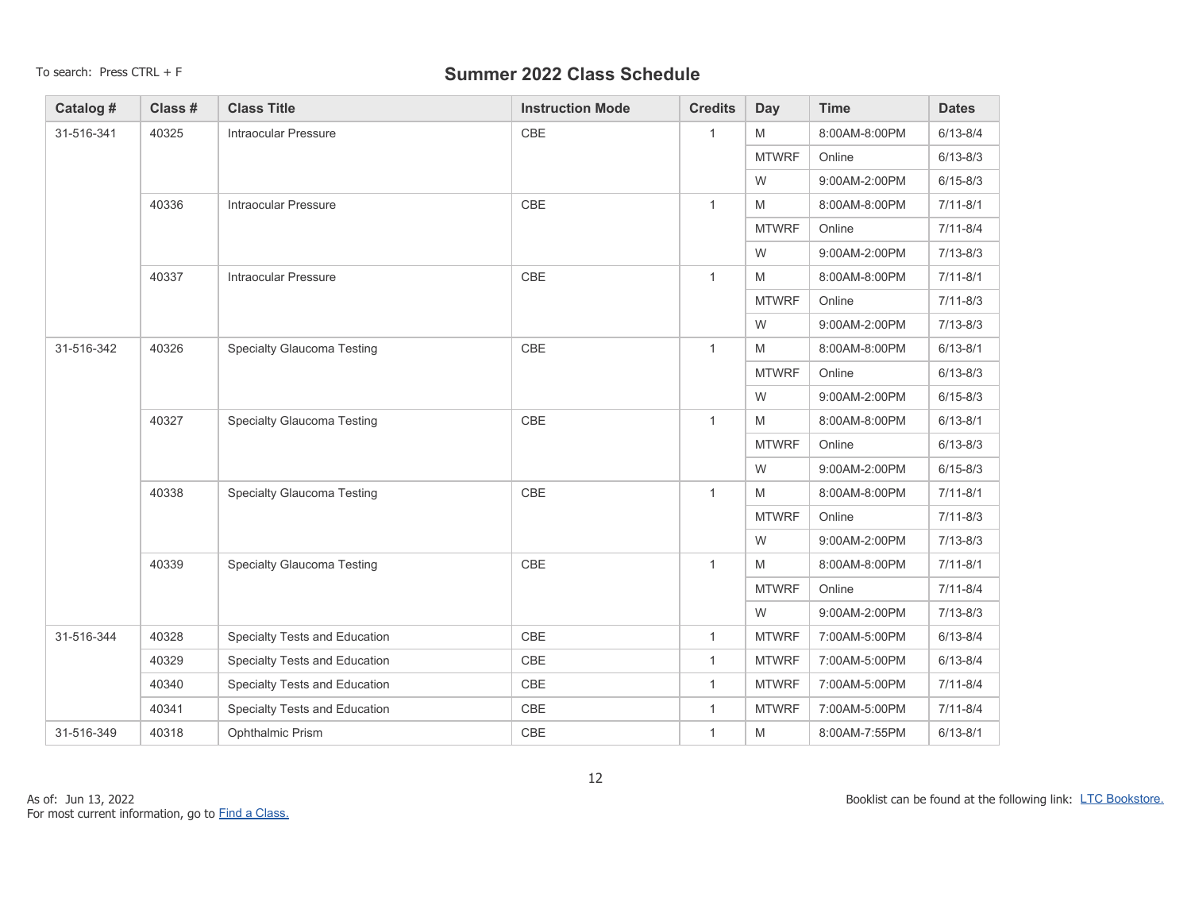To search: Press CTRL + F

# Summer 2022 Class Schedule

| Catalog # | Class # | Class Title | Instruction Mode | Credits | Day | Time | Dates |
|---|---|---|---|---|---|---|---|
| 31-516-341 | 40325 | Intraocular Pressure | CBE | 1 | M | 8:00AM-8:00PM | 6/13-8/4 |
| | | | | | MTWRF | Online | 6/13-8/3 |
| | | | | | W | 9:00AM-2:00PM | 6/15-8/3 |
| | 40336 | Intraocular Pressure | CBE | 1 | M | 8:00AM-8:00PM | 7/11-8/1 |
| | | | | | MTWRF | Online | 7/11-8/4 |
| | | | | | W | 9:00AM-2:00PM | 7/13-8/3 |
| | 40337 | Intraocular Pressure | CBE | 1 | M | 8:00AM-8:00PM | 7/11-8/1 |
| | | | | | MTWRF | Online | 7/11-8/3 |
| | | | | | W | 9:00AM-2:00PM | 7/13-8/3 |
| 31-516-342 | 40326 | Specialty Glaucoma Testing | CBE | 1 | M | 8:00AM-8:00PM | 6/13-8/1 |
| | | | | | MTWRF | Online | 6/13-8/3 |
| | | | | | W | 9:00AM-2:00PM | 6/15-8/3 |
| | 40327 | Specialty Glaucoma Testing | CBE | 1 | M | 8:00AM-8:00PM | 6/13-8/1 |
| | | | | | MTWRF | Online | 6/13-8/3 |
| | | | | | W | 9:00AM-2:00PM | 6/15-8/3 |
| | 40338 | Specialty Glaucoma Testing | CBE | 1 | M | 8:00AM-8:00PM | 7/11-8/1 |
| | | | | | MTWRF | Online | 7/11-8/3 |
| | | | | | W | 9:00AM-2:00PM | 7/13-8/3 |
| | 40339 | Specialty Glaucoma Testing | CBE | 1 | M | 8:00AM-8:00PM | 7/11-8/1 |
| | | | | | MTWRF | Online | 7/11-8/4 |
| | | | | | W | 9:00AM-2:00PM | 7/13-8/3 |
| 31-516-344 | 40328 | Specialty Tests and Education | CBE | 1 | MTWRF | 7:00AM-5:00PM | 6/13-8/4 |
| | 40329 | Specialty Tests and Education | CBE | 1 | MTWRF | 7:00AM-5:00PM | 6/13-8/4 |
| | 40340 | Specialty Tests and Education | CBE | 1 | MTWRF | 7:00AM-5:00PM | 7/11-8/4 |
| | 40341 | Specialty Tests and Education | CBE | 1 | MTWRF | 7:00AM-5:00PM | 7/11-8/4 |
| 31-516-349 | 40318 | Ophthalmic Prism | CBE | 1 | M | 8:00AM-7:55PM | 6/13-8/1 |

As of: Jun 13, 2022
For most current information, go to [Find a Class.](Find a Class.)

Booklist can be found at the following link: [LTC Bookstore.](LTC Bookstore.)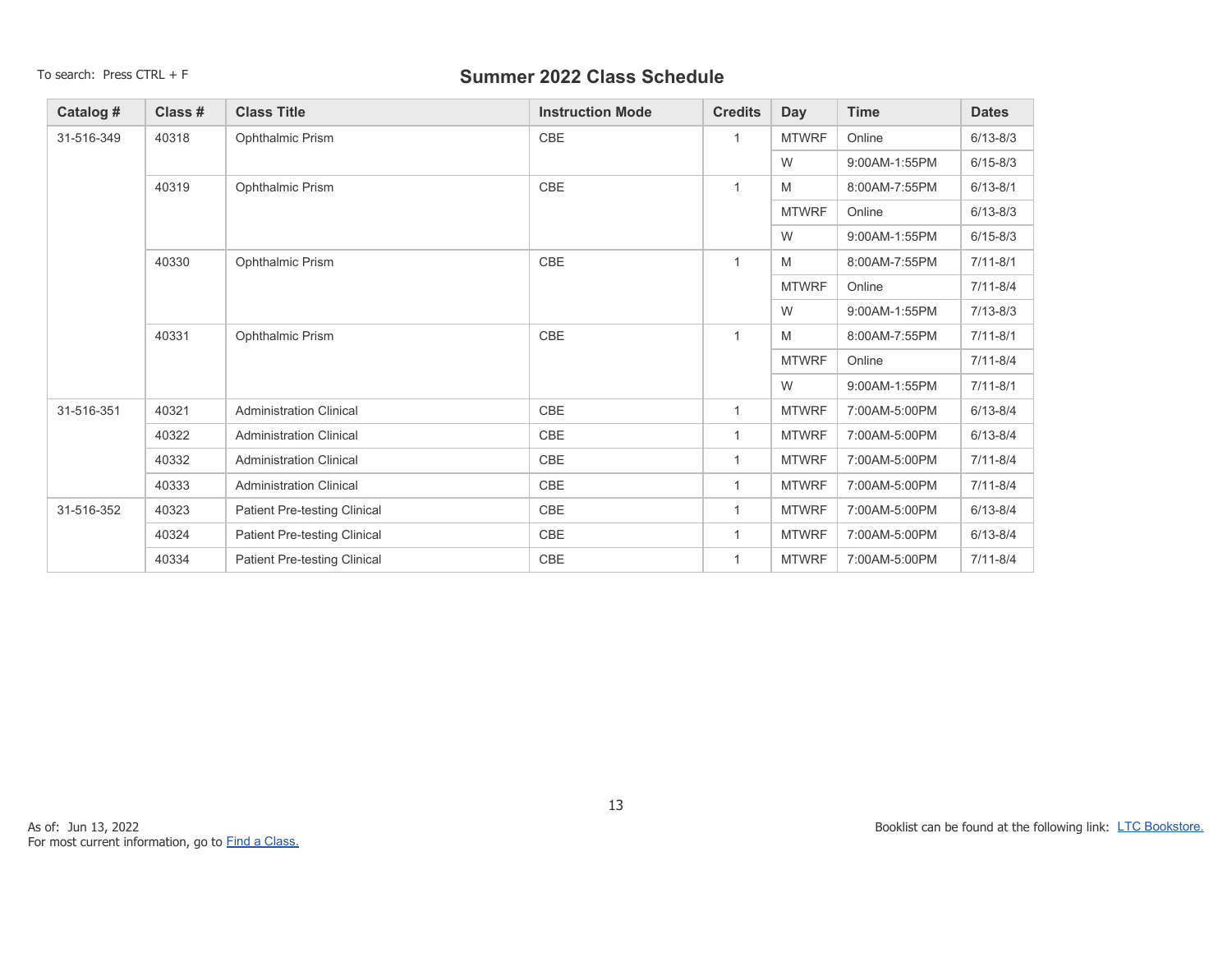To search: Press CTRL + F

# Summer 2022 Class Schedule

| Catalog # | Class # | Class Title | Instruction Mode | Credits | Day | Time | Dates |
|---|---|---|---|---|---|---|---|
| 31-516-349 | 40318 | Ophthalmic Prism | CBE | 1 | MTWRF | Online | 6/13-8/3 |
| | | | | | W | 9:00AM-1:55PM | 6/15-8/3 |
| | 40319 | Ophthalmic Prism | CBE | 1 | M | 8:00AM-7:55PM | 6/13-8/1 |
| | | | | | MTWRF | Online | 6/13-8/3 |
| | | | | | W | 9:00AM-1:55PM | 6/15-8/3 |
| | 40330 | Ophthalmic Prism | CBE | 1 | M | 8:00AM-7:55PM | 7/11-8/1 |
| | | | | | MTWRF | Online | 7/11-8/4 |
| | | | | | W | 9:00AM-1:55PM | 7/13-8/3 |
| | 40331 | Ophthalmic Prism | CBE | 1 | M | 8:00AM-7:55PM | 7/11-8/1 |
| | | | | | MTWRF | Online | 7/11-8/4 |
| | | | | | W | 9:00AM-1:55PM | 7/11-8/1 |
| 31-516-351 | 40321 | Administration Clinical | CBE | 1 | MTWRF | 7:00AM-5:00PM | 6/13-8/4 |
| | 40322 | Administration Clinical | CBE | 1 | MTWRF | 7:00AM-5:00PM | 6/13-8/4 |
| | 40332 | Administration Clinical | CBE | 1 | MTWRF | 7:00AM-5:00PM | 7/11-8/4 |
| | 40333 | Administration Clinical | CBE | 1 | MTWRF | 7:00AM-5:00PM | 7/11-8/4 |
| 31-516-352 | 40323 | Patient Pre-testing Clinical | CBE | 1 | MTWRF | 7:00AM-5:00PM | 6/13-8/4 |
| | 40324 | Patient Pre-testing Clinical | CBE | 1 | MTWRF | 7:00AM-5:00PM | 6/13-8/4 |
| | 40334 | Patient Pre-testing Clinical | CBE | 1 | MTWRF | 7:00AM-5:00PM | 7/11-8/4 |

As of: Jun 13, 2022
For most current information, go to Find a Class.

Booklist can be found at the following link: LTC Bookstore.